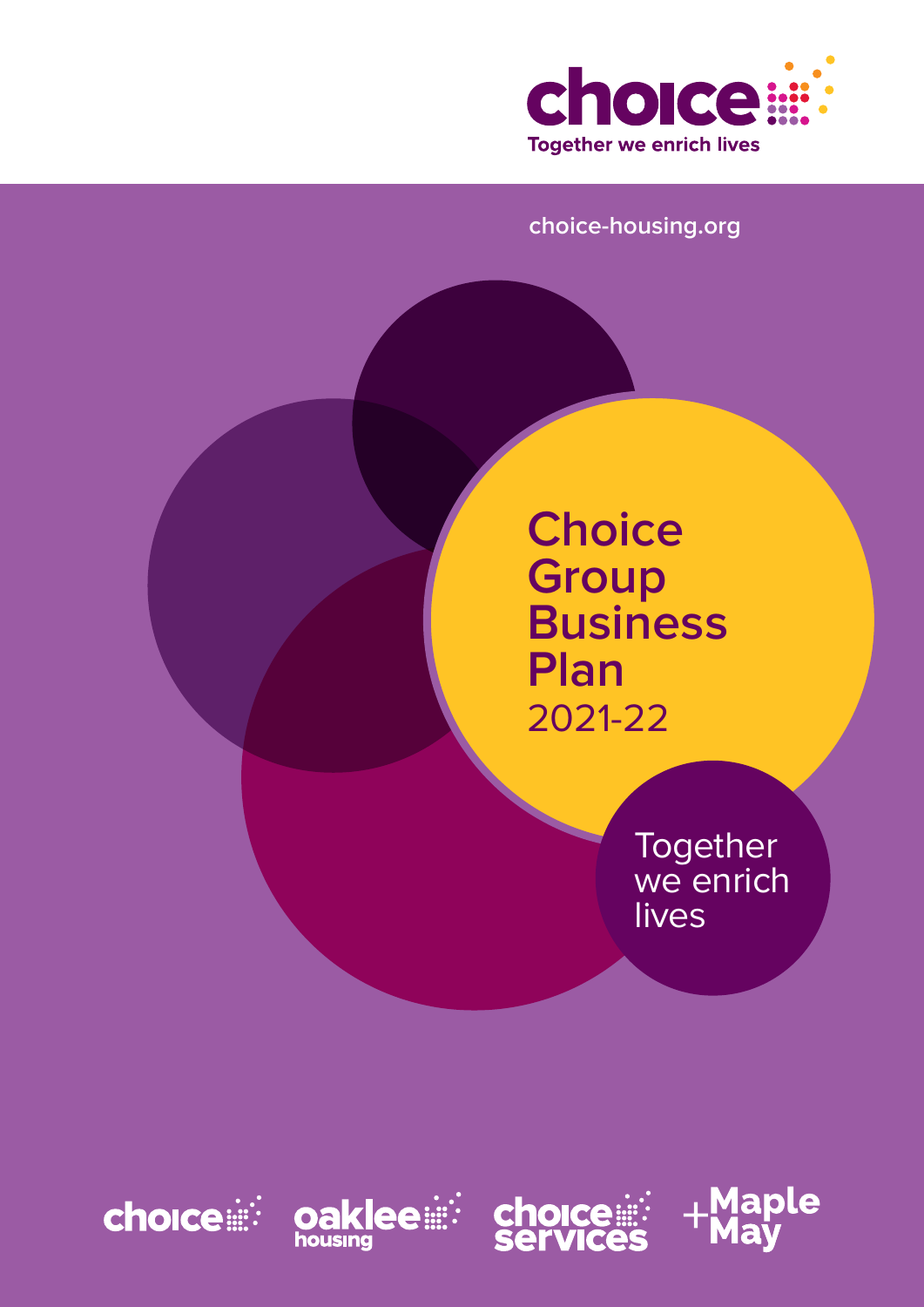choice

Together we enrich lives

choice-housing.org

# Choice Group Business Plan 2021-22

Together we enrich lives

choice | oaklee housing | choice services | +Maple May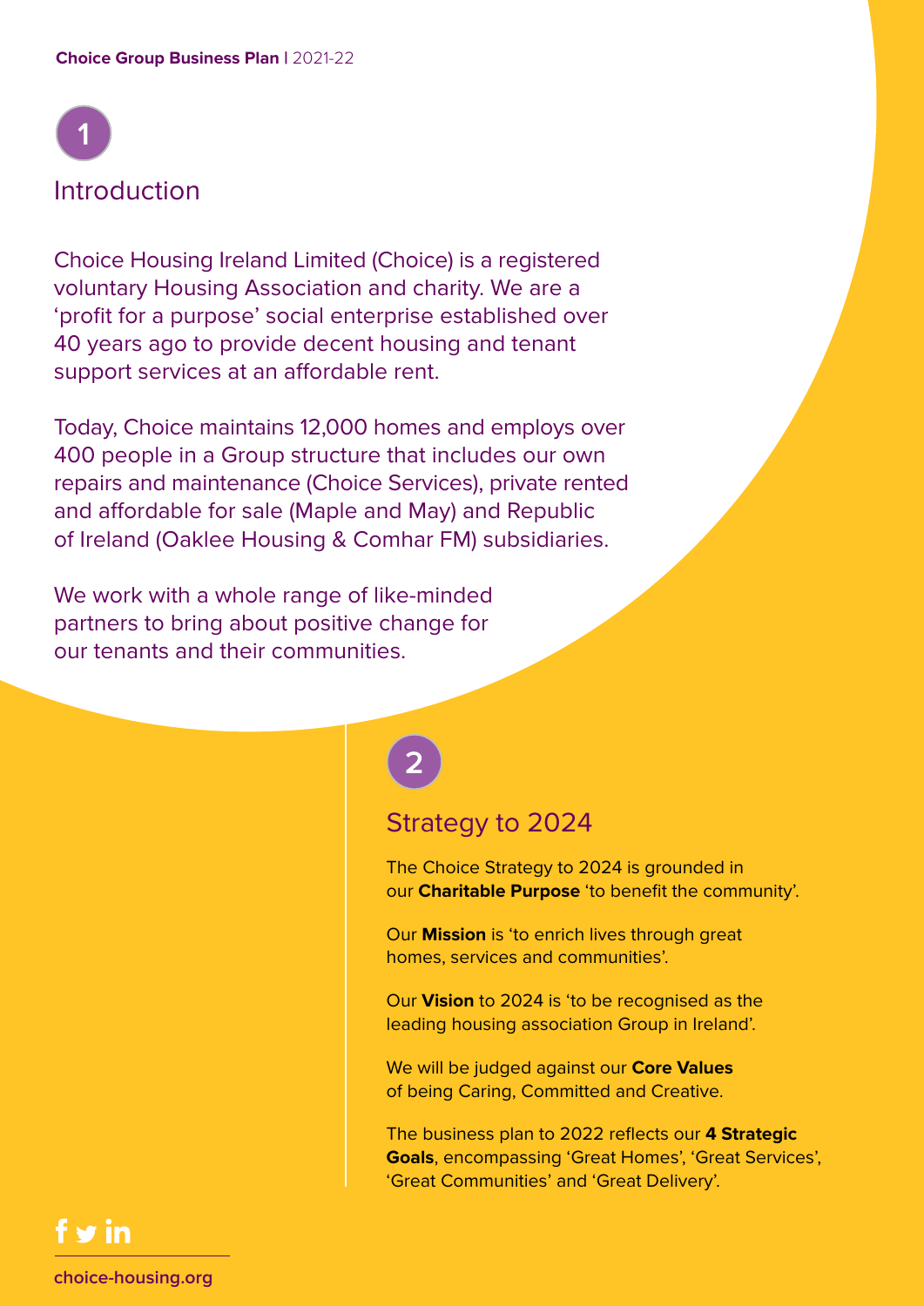## 1 Introduction

Choice Housing Ireland Limited (Choice) is a registered voluntary Housing Association and charity. We are a 'profit for a purpose' social enterprise established over 40 years ago to provide decent housing and tenant support services at an affordable rent.

Today, Choice maintains 12,000 homes and employs over 400 people in a Group structure that includes our own repairs and maintenance (Choice Services), private rented and affordable for sale (Maple and May) and Republic of Ireland (Oaklee Housing & Comhar FM) subsidiaries.

We work with a whole range of like-minded partners to bring about positive change for our tenants and their communities.

## 2 Strategy to 2024

The Choice Strategy to 2024 is grounded in our **Charitable Purpose** 'to benefit the community'.

Our **Mission** is 'to enrich lives through great homes, services and communities'.

Our **Vision** to 2024 is 'to be recognised as the leading housing association Group in Ireland'.

We will be judged against our **Core Values** of being Caring, Committed and Creative.

The business plan to 2022 reflects our **4 Strategic Goals**, encompassing 'Great Homes', 'Great Services', 'Great Communities' and 'Great Delivery'.

choice-housing.org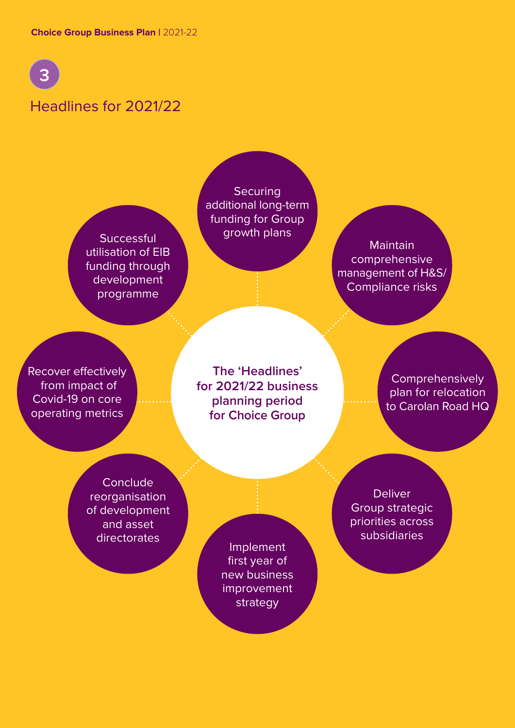## 3

## Headlines for 2021/22

**The 'Headlines' for 2021/22 business planning period for Choice Group**

- Securing additional long-term funding for Group growth plans
- Maintain comprehensive management of H&S/ Compliance risks
- Comprehensively plan for relocation to Carolan Road HQ
- Deliver Group strategic priorities across subsidiaries
- Implement first year of new business improvement strategy
- Conclude reorganisation of development and asset directorates
- Recover effectively from impact of Covid-19 on core operating metrics
- Successful utilisation of EIB funding through development programme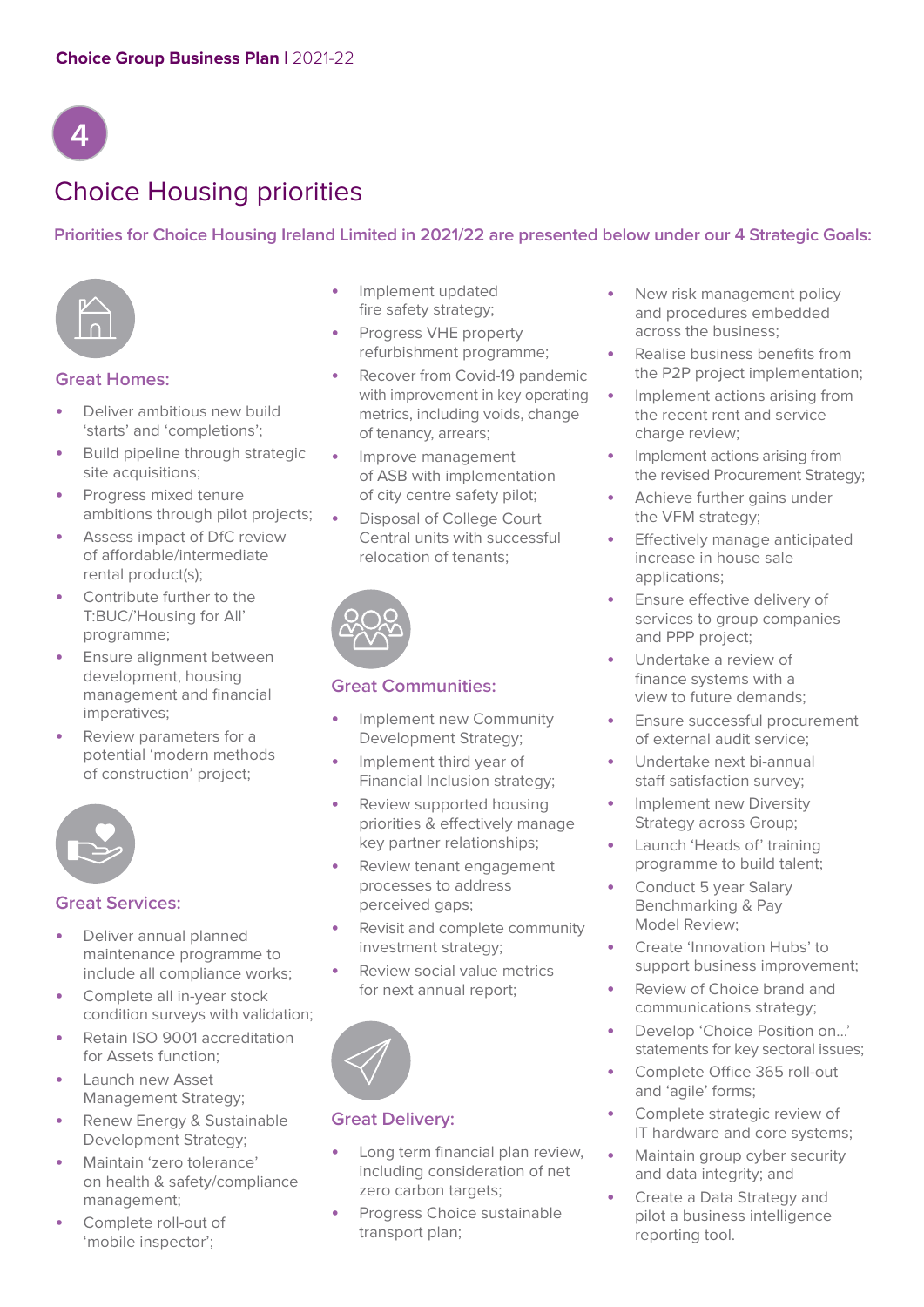# 4

# Choice Housing priorities

**Priorities for Choice Housing Ireland Limited in 2021/22 are presented below under our 4 Strategic Goals:**

## Great Homes:

- Deliver ambitious new build 'starts' and 'completions';
- Build pipeline through strategic site acquisitions;
- Progress mixed tenure ambitions through pilot projects;
- Assess impact of DfC review of affordable/intermediate rental product(s);
- Contribute further to the T:BUC/'Housing for All' programme;
- Ensure alignment between development, housing management and financial imperatives;
- Review parameters for a potential 'modern methods of construction' project;

## Great Services:

- Deliver annual planned maintenance programme to include all compliance works;
- Complete all in-year stock condition surveys with validation;
- Retain ISO 9001 accreditation for Assets function;
- Launch new Asset Management Strategy;
- Renew Energy & Sustainable Development Strategy;
- Maintain 'zero tolerance' on health & safety/compliance management;
- Complete roll-out of 'mobile inspector';
- Implement updated fire safety strategy;
- Progress VHE property refurbishment programme;
- Recover from Covid-19 pandemic with improvement in key operating metrics, including voids, change of tenancy, arrears;
- Improve management of ASB with implementation of city centre safety pilot;
- Disposal of College Court Central units with successful relocation of tenants;

## Great Communities:

- Implement new Community Development Strategy;
- Implement third year of Financial Inclusion strategy;
- Review supported housing priorities & effectively manage key partner relationships;
- Review tenant engagement processes to address perceived gaps;
- Revisit and complete community investment strategy;
- Review social value metrics for next annual report;

## Great Delivery:

- Long term financial plan review, including consideration of net zero carbon targets;
- Progress Choice sustainable transport plan;
- New risk management policy and procedures embedded across the business;
- Realise business benefits from the P2P project implementation;
- Implement actions arising from the recent rent and service charge review;
- Implement actions arising from the revised Procurement Strategy;
- Achieve further gains under the VFM strategy;
- Effectively manage anticipated increase in house sale applications;
- Ensure effective delivery of services to group companies and PPP project;
- Undertake a review of finance systems with a view to future demands;
- Ensure successful procurement of external audit service;
- Undertake next bi-annual staff satisfaction survey;
- Implement new Diversity Strategy across Group;
- Launch 'Heads of' training programme to build talent;
- Conduct 5 year Salary Benchmarking & Pay Model Review;
- Create 'Innovation Hubs' to support business improvement;
- Review of Choice brand and communications strategy;
- Develop 'Choice Position on...' statements for key sectoral issues;
- Complete Office 365 roll-out and 'agile' forms;
- Complete strategic review of IT hardware and core systems;
- Maintain group cyber security and data integrity; and
- Create a Data Strategy and pilot a business intelligence reporting tool.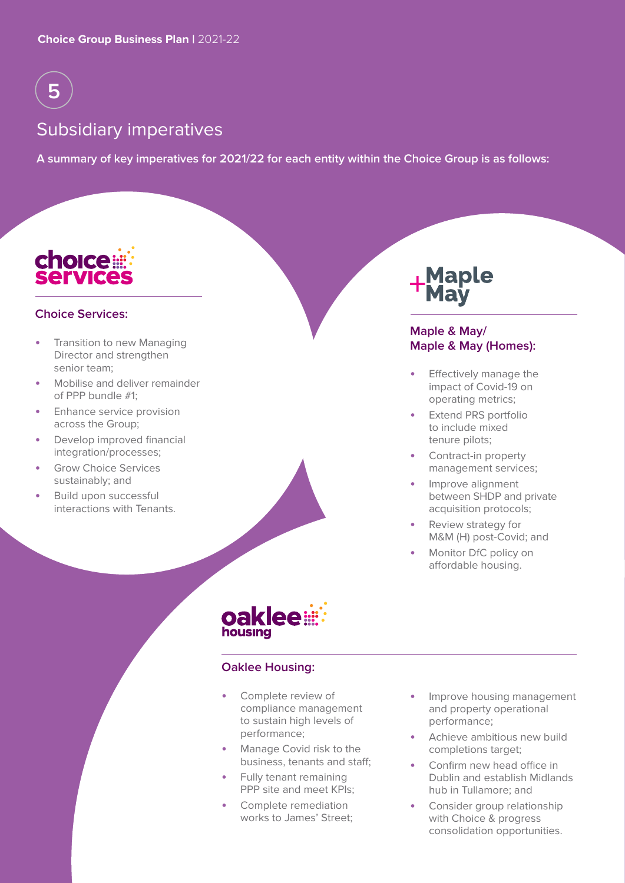# 5

# Subsidiary imperatives

**A summary of key imperatives for 2021/22 for each entity within the Choice Group is as follows:**

### Choice Services:

- Transition to new Managing Director and strengthen senior team;
- Mobilise and deliver remainder of PPP bundle #1;
- Enhance service provision across the Group;
- Develop improved financial integration/processes;
- Grow Choice Services sustainably; and
- Build upon successful interactions with Tenants.

### Maple & May/ Maple & May (Homes):

- Effectively manage the impact of Covid-19 on operating metrics;
- Extend PRS portfolio to include mixed tenure pilots;
- Contract-in property management services;
- Improve alignment between SHDP and private acquisition protocols;
- Review strategy for M&M (H) post-Covid; and
- Monitor DfC policy on affordable housing.

### Oaklee Housing:

- Complete review of compliance management to sustain high levels of performance;
- Manage Covid risk to the business, tenants and staff;
- Fully tenant remaining PPP site and meet KPIs;
- Complete remediation works to James' Street;
- Improve housing management and property operational performance;
- Achieve ambitious new build completions target;
- Confirm new head office in Dublin and establish Midlands hub in Tullamore; and
- Consider group relationship with Choice & progress consolidation opportunities.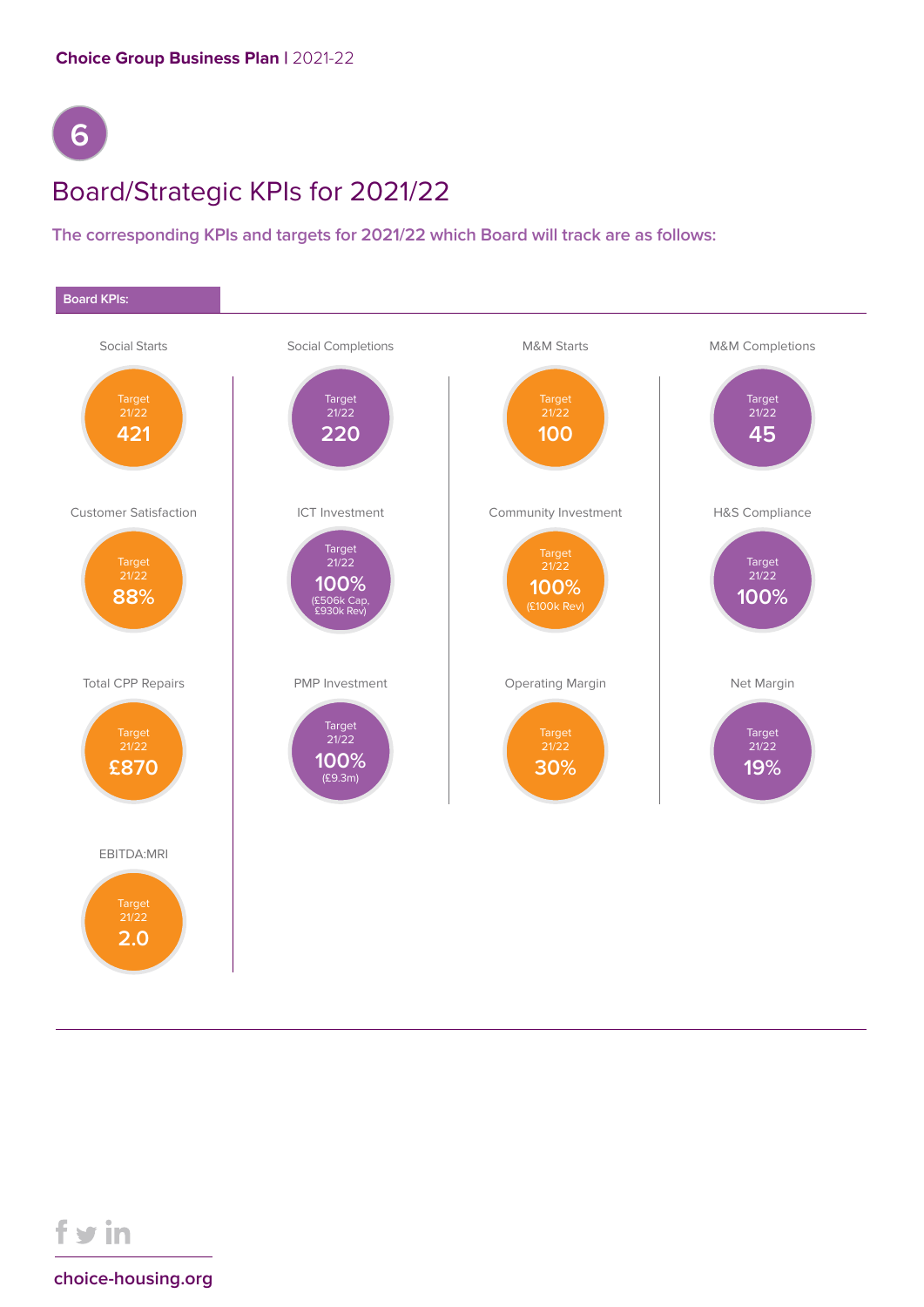## 6

# Board/Strategic KPIs for 2021/22

**The corresponding KPIs and targets for 2021/22 which Board will track are as follows:**

**Board KPIs:**

| KPI | Target 21/22 |
|---|---|
| Social Starts | 421 |
| Social Completions | 220 |
| M&M Starts | 100 |
| M&M Completions | 45 |
| Customer Satisfaction | 88% |
| ICT Investment | 100% (£506k Cap, £930k Rev) |
| Community Investment | 100% (£100k Rev) |
| H&S Compliance | 100% |
| Total CPP Repairs | £870 |
| PMP Investment | 100% (£9.3m) |
| Operating Margin | 30% |
| Net Margin | 19% |
| EBITDA:MRI | 2.0 |

choice-housing.org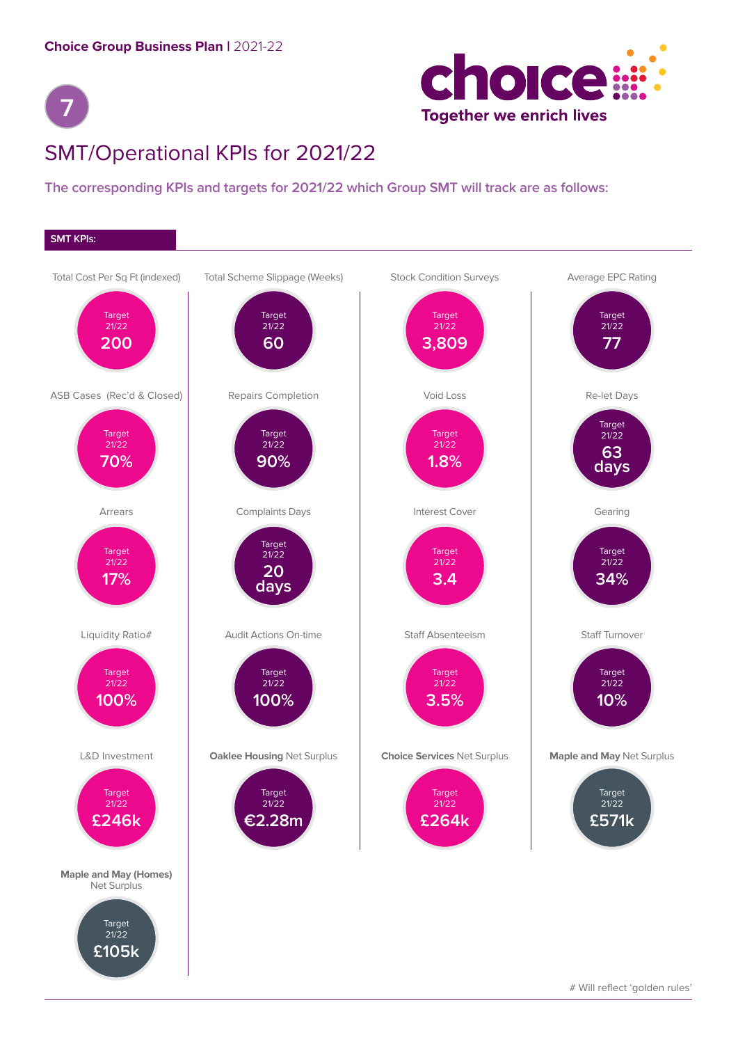# SMT/Operational KPIs for 2021/22

**The corresponding KPIs and targets for 2021/22 which Group SMT will track are as follows:**

**SMT KPIs:**

| KPI | Target 21/22 |
|---|---|
| Total Cost Per Sq Ft (indexed) | 200 |
| Total Scheme Slippage (Weeks) | 60 |
| Stock Condition Surveys | 3,809 |
| Average EPC Rating | 77 |
| ASB Cases (Rec'd & Closed) | 70% |
| Repairs Completion | 90% |
| Void Loss | 1.8% |
| Re-let Days | 63 days |
| Arrears | 17% |
| Complaints Days | 20 days |
| Interest Cover | 3.4 |
| Gearing | 34% |
| Liquidity Ratio# | 100% |
| Audit Actions On-time | 100% |
| Staff Absenteeism | 3.5% |
| Staff Turnover | 10% |
| L&D Investment | £246k |
| **Oaklee Housing** Net Surplus | €2.28m |
| **Choice Services** Net Surplus | £264k |
| **Maple and May** Net Surplus | £571k |
| **Maple and May (Homes)** Net Surplus | £105k |

# Will reflect 'golden rules'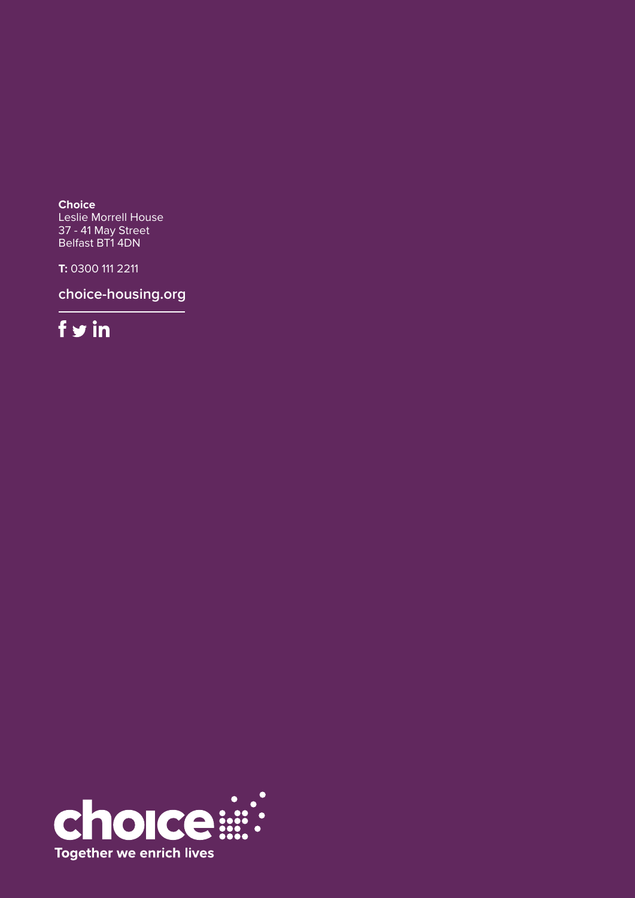**Choice**
Leslie Morrell House
37 - 41 May Street
Belfast BT1 4DN

**T:** 0300 111 2211

choice-housing.org

choice

Together we enrich lives